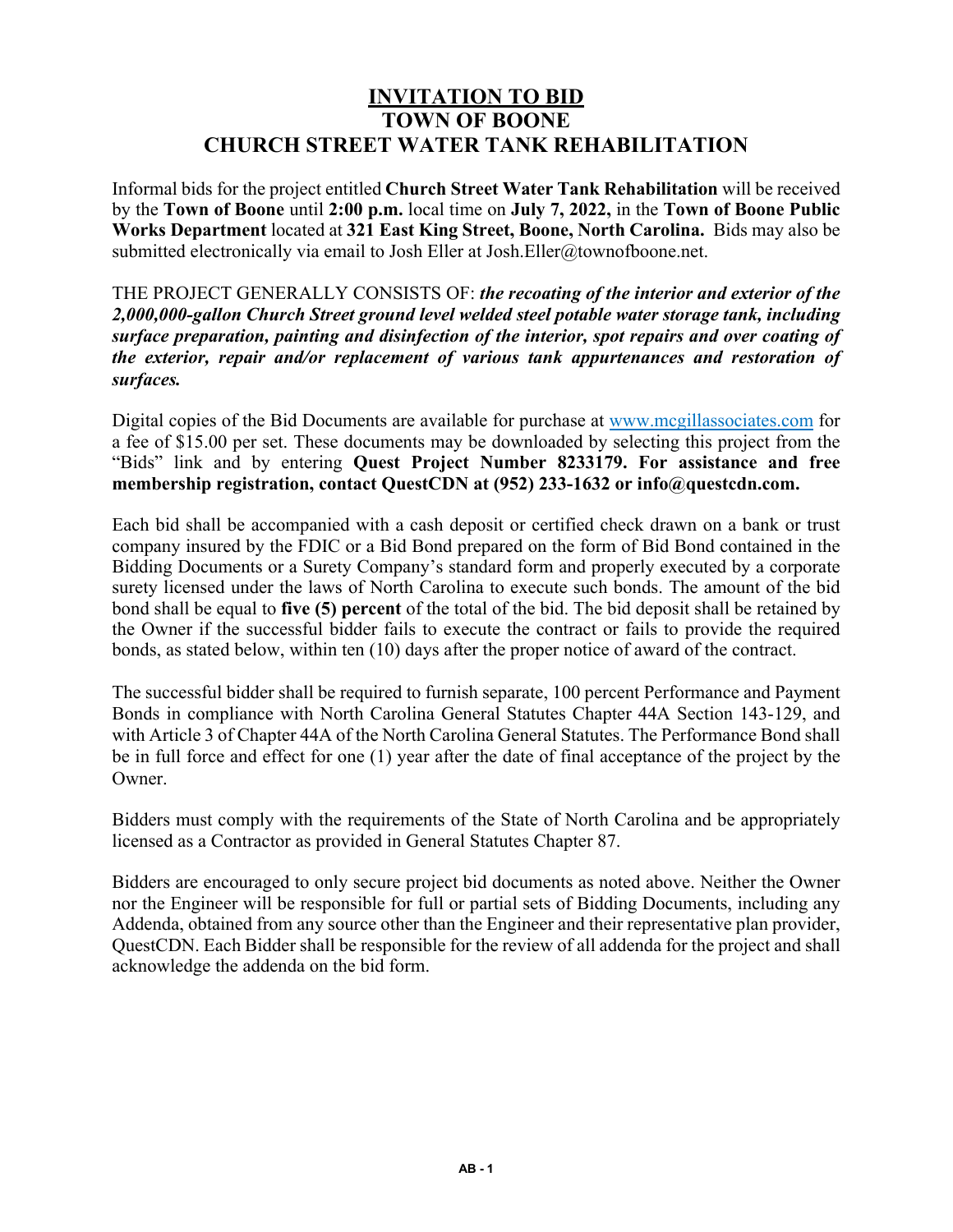# INVITATION TO BID
## TOWN OF BOONE
## CHURCH STREET WATER TANK REHABILITATION

Informal bids for the project entitled **Church Street Water Tank Rehabilitation** will be received by the **Town of Boone** until **2:00 p.m.** local time on **July 7, 2022,** in the **Town of Boone Public Works Department** located at **321 East King Street, Boone, North Carolina.** Bids may also be submitted electronically via email to Josh Eller at Josh.Eller@townofboone.net.

THE PROJECT GENERALLY CONSISTS OF: ***the recoating of the interior and exterior of the 2,000,000-gallon Church Street ground level welded steel potable water storage tank, including surface preparation, painting and disinfection of the interior, spot repairs and over coating of the exterior, repair and/or replacement of various tank appurtenances and restoration of surfaces.***

Digital copies of the Bid Documents are available for purchase at [www.mcgillassociates.com](www.mcgillassociates.com) for a fee of $15.00 per set. These documents may be downloaded by selecting this project from the "Bids" link and by entering **Quest Project Number 8233179. For assistance and free membership registration, contact QuestCDN at (952) 233-1632 or info@questcdn.com.**

Each bid shall be accompanied with a cash deposit or certified check drawn on a bank or trust company insured by the FDIC or a Bid Bond prepared on the form of Bid Bond contained in the Bidding Documents or a Surety Company's standard form and properly executed by a corporate surety licensed under the laws of North Carolina to execute such bonds. The amount of the bid bond shall be equal to **five (5) percent** of the total of the bid. The bid deposit shall be retained by the Owner if the successful bidder fails to execute the contract or fails to provide the required bonds, as stated below, within ten (10) days after the proper notice of award of the contract.

The successful bidder shall be required to furnish separate, 100 percent Performance and Payment Bonds in compliance with North Carolina General Statutes Chapter 44A Section 143-129, and with Article 3 of Chapter 44A of the North Carolina General Statutes. The Performance Bond shall be in full force and effect for one (1) year after the date of final acceptance of the project by the Owner.

Bidders must comply with the requirements of the State of North Carolina and be appropriately licensed as a Contractor as provided in General Statutes Chapter 87.

Bidders are encouraged to only secure project bid documents as noted above. Neither the Owner nor the Engineer will be responsible for full or partial sets of Bidding Documents, including any Addenda, obtained from any source other than the Engineer and their representative plan provider, QuestCDN. Each Bidder shall be responsible for the review of all addenda for the project and shall acknowledge the addenda on the bid form.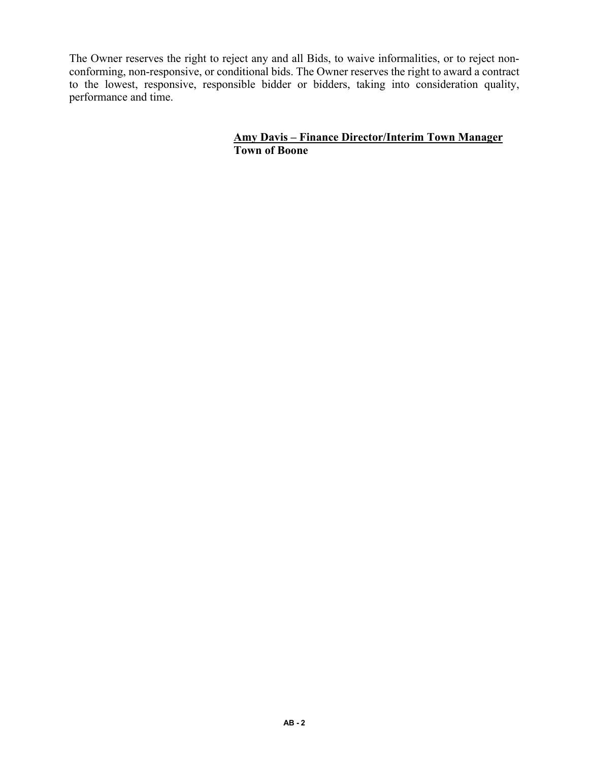The Owner reserves the right to reject any and all Bids, to waive informalities, or to reject non-conforming, non-responsive, or conditional bids. The Owner reserves the right to award a contract to the lowest, responsive, responsible bidder or bidders, taking into consideration quality, performance and time.

**Amy Davis – Finance Director/Interim Town Manager**
**Town of Boone**